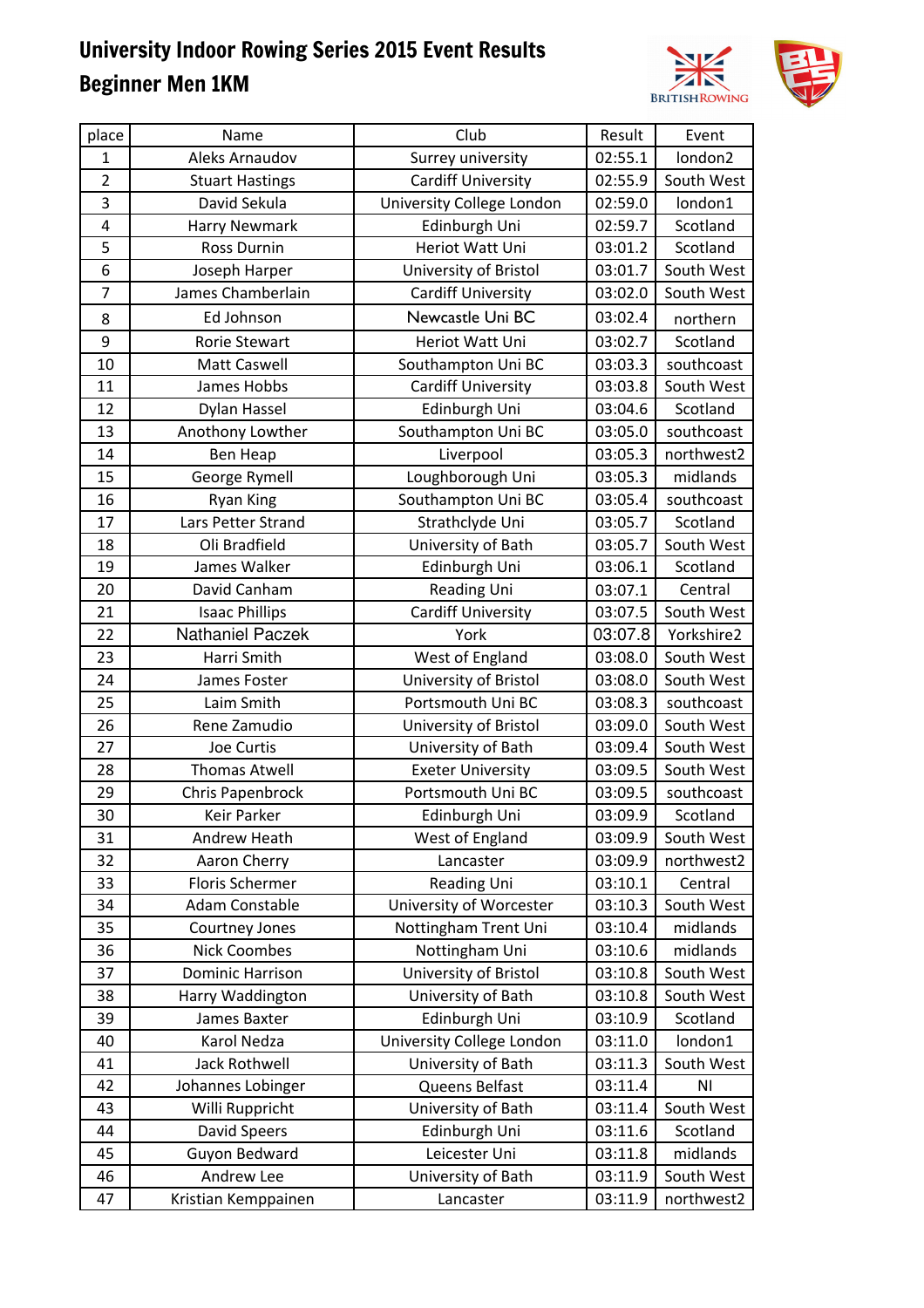# University Indoor Rowing Series 2015 Event Results
## Beginner Men 1KM

| place | Name | Club | Result | Event |
|---|---|---|---|---|
| 1 | Aleks Arnaudov | Surrey university | 02:55.1 | london2 |
| 2 | Stuart Hastings | Cardiff University | 02:55.9 | South West |
| 3 | David Sekula | University College London | 02:59.0 | london1 |
| 4 | Harry Newmark | Edinburgh Uni | 02:59.7 | Scotland |
| 5 | Ross Durnin | Heriot Watt Uni | 03:01.2 | Scotland |
| 6 | Joseph Harper | University of Bristol | 03:01.7 | South West |
| 7 | James Chamberlain | Cardiff University | 03:02.0 | South West |
| 8 | Ed Johnson | Newcastle Uni BC | 03:02.4 | northern |
| 9 | Rorie Stewart | Heriot Watt Uni | 03:02.7 | Scotland |
| 10 | Matt Caswell | Southampton Uni BC | 03:03.3 | southcoast |
| 11 | James Hobbs | Cardiff University | 03:03.8 | South West |
| 12 | Dylan Hassel | Edinburgh Uni | 03:04.6 | Scotland |
| 13 | Anothony Lowther | Southampton Uni BC | 03:05.0 | southcoast |
| 14 | Ben Heap | Liverpool | 03:05.3 | northwest2 |
| 15 | George Rymell | Loughborough Uni | 03:05.3 | midlands |
| 16 | Ryan King | Southampton Uni BC | 03:05.4 | southcoast |
| 17 | Lars Petter Strand | Strathclyde Uni | 03:05.7 | Scotland |
| 18 | Oli Bradfield | University of Bath | 03:05.7 | South West |
| 19 | James Walker | Edinburgh Uni | 03:06.1 | Scotland |
| 20 | David Canham | Reading Uni | 03:07.1 | Central |
| 21 | Isaac Phillips | Cardiff University | 03:07.5 | South West |
| 22 | Nathaniel Paczek | York | 03:07.8 | Yorkshire2 |
| 23 | Harri Smith | West of England | 03:08.0 | South West |
| 24 | James Foster | University of Bristol | 03:08.0 | South West |
| 25 | Laim Smith | Portsmouth Uni BC | 03:08.3 | southcoast |
| 26 | Rene Zamudio | University of Bristol | 03:09.0 | South West |
| 27 | Joe Curtis | University of Bath | 03:09.4 | South West |
| 28 | Thomas Atwell | Exeter University | 03:09.5 | South West |
| 29 | Chris Papenbrock | Portsmouth Uni BC | 03:09.5 | southcoast |
| 30 | Keir Parker | Edinburgh Uni | 03:09.9 | Scotland |
| 31 | Andrew Heath | West of England | 03:09.9 | South West |
| 32 | Aaron Cherry | Lancaster | 03:09.9 | northwest2 |
| 33 | Floris Schermer | Reading Uni | 03:10.1 | Central |
| 34 | Adam Constable | University of Worcester | 03:10.3 | South West |
| 35 | Courtney Jones | Nottingham Trent Uni | 03:10.4 | midlands |
| 36 | Nick Coombes | Nottingham Uni | 03:10.6 | midlands |
| 37 | Dominic Harrison | University of Bristol | 03:10.8 | South West |
| 38 | Harry Waddington | University of Bath | 03:10.8 | South West |
| 39 | James Baxter | Edinburgh Uni | 03:10.9 | Scotland |
| 40 | Karol Nedza | University College London | 03:11.0 | london1 |
| 41 | Jack Rothwell | University of Bath | 03:11.3 | South West |
| 42 | Johannes Lobinger | Queens Belfast | 03:11.4 | NI |
| 43 | Willi Ruppricht | University of Bath | 03:11.4 | South West |
| 44 | David Speers | Edinburgh Uni | 03:11.6 | Scotland |
| 45 | Guyon Bedward | Leicester Uni | 03:11.8 | midlands |
| 46 | Andrew Lee | University of Bath | 03:11.9 | South West |
| 47 | Kristian Kemppainen | Lancaster | 03:11.9 | northwest2 |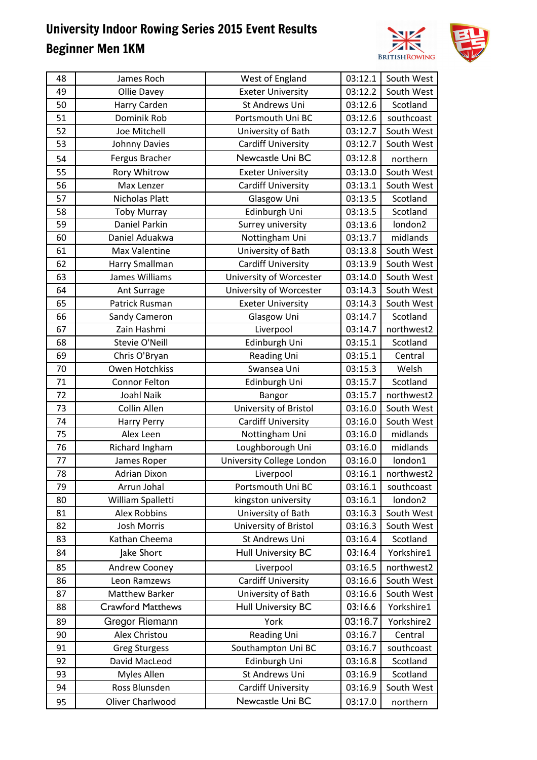# University Indoor Rowing Series 2015 Event Results

## Beginner Men 1KM

| | | | | |
|---|---|---|---|---|
| 48 | James Roch | West of England | 03:12.1 | South West |
| 49 | Ollie Davey | Exeter University | 03:12.2 | South West |
| 50 | Harry Carden | St Andrews Uni | 03:12.6 | Scotland |
| 51 | Dominik Rob | Portsmouth Uni BC | 03:12.6 | southcoast |
| 52 | Joe Mitchell | University of Bath | 03:12.7 | South West |
| 53 | Johnny Davies | Cardiff University | 03:12.7 | South West |
| 54 | Fergus Bracher | Newcastle Uni BC | 03:12.8 | northern |
| 55 | Rory Whitrow | Exeter University | 03:13.0 | South West |
| 56 | Max Lenzer | Cardiff University | 03:13.1 | South West |
| 57 | Nicholas Platt | Glasgow Uni | 03:13.5 | Scotland |
| 58 | Toby Murray | Edinburgh Uni | 03:13.5 | Scotland |
| 59 | Daniel Parkin | Surrey university | 03:13.6 | london2 |
| 60 | Daniel Aduakwa | Nottingham Uni | 03:13.7 | midlands |
| 61 | Max Valentine | University of Bath | 03:13.8 | South West |
| 62 | Harry Smallman | Cardiff University | 03:13.9 | South West |
| 63 | James Williams | University of Worcester | 03:14.0 | South West |
| 64 | Ant Surrage | University of Worcester | 03:14.3 | South West |
| 65 | Patrick Rusman | Exeter University | 03:14.3 | South West |
| 66 | Sandy Cameron | Glasgow Uni | 03:14.7 | Scotland |
| 67 | Zain Hashmi | Liverpool | 03:14.7 | northwest2 |
| 68 | Stevie O'Neill | Edinburgh Uni | 03:15.1 | Scotland |
| 69 | Chris O'Bryan | Reading Uni | 03:15.1 | Central |
| 70 | Owen Hotchkiss | Swansea Uni | 03:15.3 | Welsh |
| 71 | Connor Felton | Edinburgh Uni | 03:15.7 | Scotland |
| 72 | Joahl Naik | Bangor | 03:15.7 | northwest2 |
| 73 | Collin Allen | University of Bristol | 03:16.0 | South West |
| 74 | Harry Perry | Cardiff University | 03:16.0 | South West |
| 75 | Alex Leen | Nottingham Uni | 03:16.0 | midlands |
| 76 | Richard Ingham | Loughborough Uni | 03:16.0 | midlands |
| 77 | James Roper | University College London | 03:16.0 | london1 |
| 78 | Adrian Dixon | Liverpool | 03:16.1 | northwest2 |
| 79 | Arrun Johal | Portsmouth Uni BC | 03:16.1 | southcoast |
| 80 | William Spalletti | kingston university | 03:16.1 | london2 |
| 81 | Alex Robbins | University of Bath | 03:16.3 | South West |
| 82 | Josh Morris | University of Bristol | 03:16.3 | South West |
| 83 | Kathan Cheema | St Andrews Uni | 03:16.4 | Scotland |
| 84 | Jake Short | Hull University BC | 03:16.4 | Yorkshire1 |
| 85 | Andrew Cooney | Liverpool | 03:16.5 | northwest2 |
| 86 | Leon Ramzews | Cardiff University | 03:16.6 | South West |
| 87 | Matthew Barker | University of Bath | 03:16.6 | South West |
| 88 | Crawford Matthews | Hull University BC | 03:16.6 | Yorkshire1 |
| 89 | Gregor Riemann | York | 03:16.7 | Yorkshire2 |
| 90 | Alex Christou | Reading Uni | 03:16.7 | Central |
| 91 | Greg Sturgess | Southampton Uni BC | 03:16.7 | southcoast |
| 92 | David MacLeod | Edinburgh Uni | 03:16.8 | Scotland |
| 93 | Myles Allen | St Andrews Uni | 03:16.9 | Scotland |
| 94 | Ross Blunsden | Cardiff University | 03:16.9 | South West |
| 95 | Oliver Charlwood | Newcastle Uni BC | 03:17.0 | northern |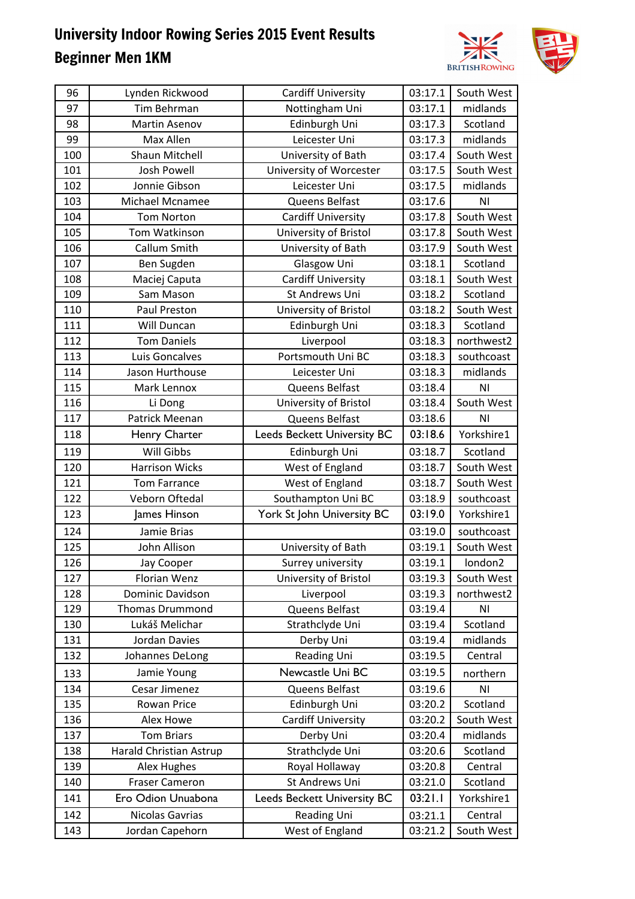# University Indoor Rowing Series 2015 Event Results

## Beginner Men 1KM

| | | | | |
|---|---|---|---|---|
| 96 | Lynden Rickwood | Cardiff University | 03:17.1 | South West |
| 97 | Tim Behrman | Nottingham Uni | 03:17.1 | midlands |
| 98 | Martin Asenov | Edinburgh Uni | 03:17.3 | Scotland |
| 99 | Max Allen | Leicester Uni | 03:17.3 | midlands |
| 100 | Shaun Mitchell | University of Bath | 03:17.4 | South West |
| 101 | Josh Powell | University of Worcester | 03:17.5 | South West |
| 102 | Jonnie Gibson | Leicester Uni | 03:17.5 | midlands |
| 103 | Michael Mcnamee | Queens Belfast | 03:17.6 | NI |
| 104 | Tom Norton | Cardiff University | 03:17.8 | South West |
| 105 | Tom Watkinson | University of Bristol | 03:17.8 | South West |
| 106 | Callum Smith | University of Bath | 03:17.9 | South West |
| 107 | Ben Sugden | Glasgow Uni | 03:18.1 | Scotland |
| 108 | Maciej Caputa | Cardiff University | 03:18.1 | South West |
| 109 | Sam Mason | St Andrews Uni | 03:18.2 | Scotland |
| 110 | Paul Preston | University of Bristol | 03:18.2 | South West |
| 111 | Will Duncan | Edinburgh Uni | 03:18.3 | Scotland |
| 112 | Tom Daniels | Liverpool | 03:18.3 | northwest2 |
| 113 | Luis Goncalves | Portsmouth Uni BC | 03:18.3 | southcoast |
| 114 | Jason Hurthouse | Leicester Uni | 03:18.3 | midlands |
| 115 | Mark Lennox | Queens Belfast | 03:18.4 | NI |
| 116 | Li Dong | University of Bristol | 03:18.4 | South West |
| 117 | Patrick Meenan | Queens Belfast | 03:18.6 | NI |
| 118 | Henry Charter | Leeds Beckett University BC | 03:18.6 | Yorkshire1 |
| 119 | Will Gibbs | Edinburgh Uni | 03:18.7 | Scotland |
| 120 | Harrison Wicks | West of England | 03:18.7 | South West |
| 121 | Tom Farrance | West of England | 03:18.7 | South West |
| 122 | Veborn Oftedal | Southampton Uni BC | 03:18.9 | southcoast |
| 123 | James Hinson | York St John University BC | 03:19.0 | Yorkshire1 |
| 124 | Jamie Brias | | 03:19.0 | southcoast |
| 125 | John Allison | University of Bath | 03:19.1 | South West |
| 126 | Jay Cooper | Surrey university | 03:19.1 | london2 |
| 127 | Florian Wenz | University of Bristol | 03:19.3 | South West |
| 128 | Dominic Davidson | Liverpool | 03:19.3 | northwest2 |
| 129 | Thomas Drummond | Queens Belfast | 03:19.4 | NI |
| 130 | Lukáš Melichar | Strathclyde Uni | 03:19.4 | Scotland |
| 131 | Jordan Davies | Derby Uni | 03:19.4 | midlands |
| 132 | Johannes DeLong | Reading Uni | 03:19.5 | Central |
| 133 | Jamie Young | Newcastle Uni BC | 03:19.5 | northern |
| 134 | Cesar Jimenez | Queens Belfast | 03:19.6 | NI |
| 135 | Rowan Price | Edinburgh Uni | 03:20.2 | Scotland |
| 136 | Alex Howe | Cardiff University | 03:20.2 | South West |
| 137 | Tom Briars | Derby Uni | 03:20.4 | midlands |
| 138 | Harald Christian Astrup | Strathclyde Uni | 03:20.6 | Scotland |
| 139 | Alex Hughes | Royal Hollaway | 03:20.8 | Central |
| 140 | Fraser Cameron | St Andrews Uni | 03:21.0 | Scotland |
| 141 | Ero Odion Unuabona | Leeds Beckett University BC | 03:21.1 | Yorkshire1 |
| 142 | Nicolas Gavrias | Reading Uni | 03:21.1 | Central |
| 143 | Jordan Capehorn | West of England | 03:21.2 | South West |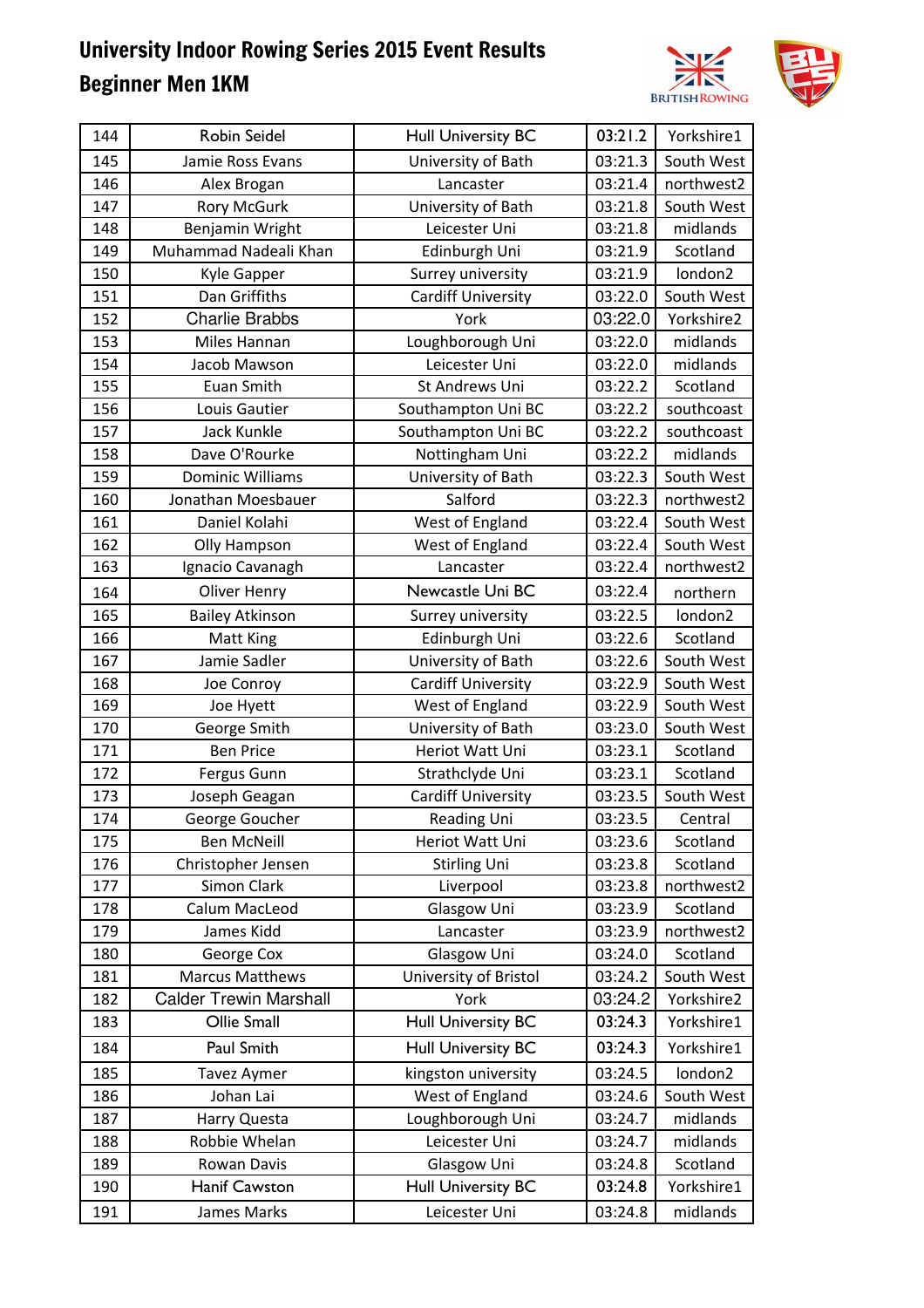# University Indoor Rowing Series 2015 Event Results

## Beginner Men 1KM

| | | | | |
|---|---|---|---|---|
| 144 | Robin Seidel | Hull University BC | 03:21.2 | Yorkshire1 |
| 145 | Jamie Ross Evans | University of Bath | 03:21.3 | South West |
| 146 | Alex Brogan | Lancaster | 03:21.4 | northwest2 |
| 147 | Rory McGurk | University of Bath | 03:21.8 | South West |
| 148 | Benjamin Wright | Leicester Uni | 03:21.8 | midlands |
| 149 | Muhammad Nadeali Khan | Edinburgh Uni | 03:21.9 | Scotland |
| 150 | Kyle Gapper | Surrey university | 03:21.9 | london2 |
| 151 | Dan Griffiths | Cardiff University | 03:22.0 | South West |
| 152 | Charlie Brabbs | York | 03:22.0 | Yorkshire2 |
| 153 | Miles Hannan | Loughborough Uni | 03:22.0 | midlands |
| 154 | Jacob Mawson | Leicester Uni | 03:22.0 | midlands |
| 155 | Euan Smith | St Andrews Uni | 03:22.2 | Scotland |
| 156 | Louis Gautier | Southampton Uni BC | 03:22.2 | southcoast |
| 157 | Jack Kunkle | Southampton Uni BC | 03:22.2 | southcoast |
| 158 | Dave O'Rourke | Nottingham Uni | 03:22.2 | midlands |
| 159 | Dominic Williams | University of Bath | 03:22.3 | South West |
| 160 | Jonathan Moesbauer | Salford | 03:22.3 | northwest2 |
| 161 | Daniel Kolahi | West of England | 03:22.4 | South West |
| 162 | Olly Hampson | West of England | 03:22.4 | South West |
| 163 | Ignacio Cavanagh | Lancaster | 03:22.4 | northwest2 |
| 164 | Oliver Henry | Newcastle Uni BC | 03:22.4 | northern |
| 165 | Bailey Atkinson | Surrey university | 03:22.5 | london2 |
| 166 | Matt King | Edinburgh Uni | 03:22.6 | Scotland |
| 167 | Jamie Sadler | University of Bath | 03:22.6 | South West |
| 168 | Joe Conroy | Cardiff University | 03:22.9 | South West |
| 169 | Joe Hyett | West of England | 03:22.9 | South West |
| 170 | George Smith | University of Bath | 03:23.0 | South West |
| 171 | Ben Price | Heriot Watt Uni | 03:23.1 | Scotland |
| 172 | Fergus Gunn | Strathclyde Uni | 03:23.1 | Scotland |
| 173 | Joseph Geagan | Cardiff University | 03:23.5 | South West |
| 174 | George Goucher | Reading Uni | 03:23.5 | Central |
| 175 | Ben McNeill | Heriot Watt Uni | 03:23.6 | Scotland |
| 176 | Christopher Jensen | Stirling Uni | 03:23.8 | Scotland |
| 177 | Simon Clark | Liverpool | 03:23.8 | northwest2 |
| 178 | Calum MacLeod | Glasgow Uni | 03:23.9 | Scotland |
| 179 | James Kidd | Lancaster | 03:23.9 | northwest2 |
| 180 | George Cox | Glasgow Uni | 03:24.0 | Scotland |
| 181 | Marcus Matthews | University of Bristol | 03:24.2 | South West |
| 182 | Calder Trewin Marshall | York | 03:24.2 | Yorkshire2 |
| 183 | Ollie Small | Hull University BC | 03:24.3 | Yorkshire1 |
| 184 | Paul Smith | Hull University BC | 03:24.3 | Yorkshire1 |
| 185 | Tavez Aymer | kingston university | 03:24.5 | london2 |
| 186 | Johan Lai | West of England | 03:24.6 | South West |
| 187 | Harry Questa | Loughborough Uni | 03:24.7 | midlands |
| 188 | Robbie Whelan | Leicester Uni | 03:24.7 | midlands |
| 189 | Rowan Davis | Glasgow Uni | 03:24.8 | Scotland |
| 190 | Hanif Cawston | Hull University BC | 03:24.8 | Yorkshire1 |
| 191 | James Marks | Leicester Uni | 03:24.8 | midlands |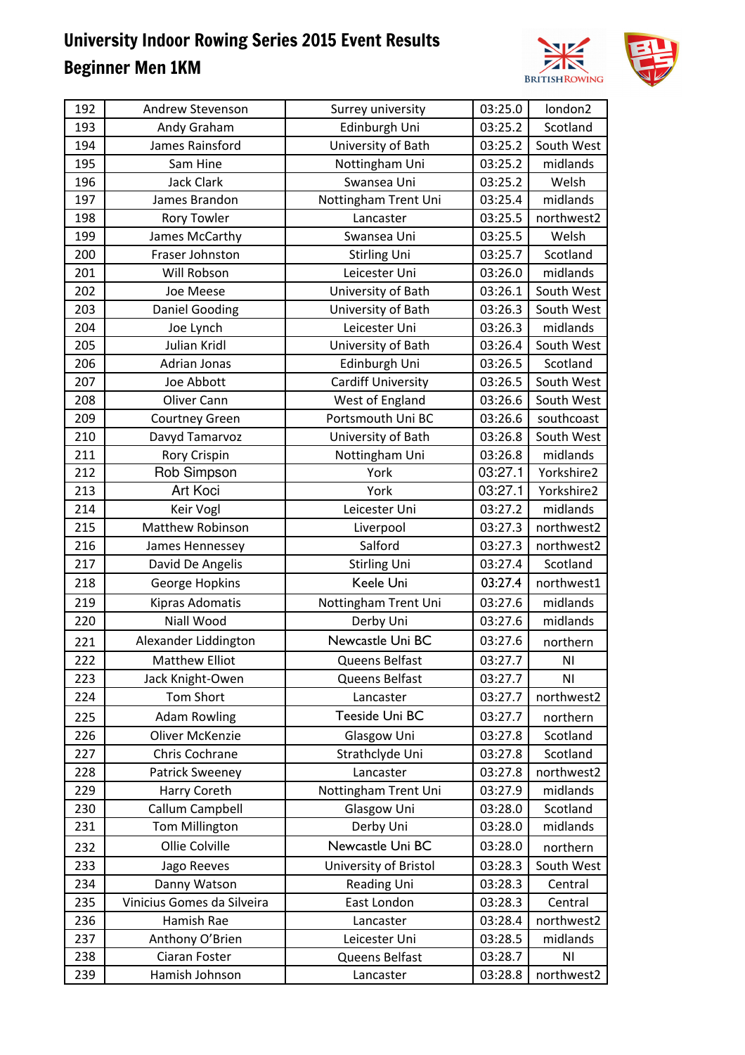# University Indoor Rowing Series 2015 Event Results

## Beginner Men 1KM

| | | | | |
|---|---|---|---|---|
| 192 | Andrew Stevenson | Surrey university | 03:25.0 | london2 |
| 193 | Andy Graham | Edinburgh Uni | 03:25.2 | Scotland |
| 194 | James Rainsford | University of Bath | 03:25.2 | South West |
| 195 | Sam Hine | Nottingham Uni | 03:25.2 | midlands |
| 196 | Jack Clark | Swansea Uni | 03:25.2 | Welsh |
| 197 | James Brandon | Nottingham Trent Uni | 03:25.4 | midlands |
| 198 | Rory Towler | Lancaster | 03:25.5 | northwest2 |
| 199 | James McCarthy | Swansea Uni | 03:25.5 | Welsh |
| 200 | Fraser Johnston | Stirling Uni | 03:25.7 | Scotland |
| 201 | Will Robson | Leicester Uni | 03:26.0 | midlands |
| 202 | Joe Meese | University of Bath | 03:26.1 | South West |
| 203 | Daniel Gooding | University of Bath | 03:26.3 | South West |
| 204 | Joe Lynch | Leicester Uni | 03:26.3 | midlands |
| 205 | Julian Kridl | University of Bath | 03:26.4 | South West |
| 206 | Adrian Jonas | Edinburgh Uni | 03:26.5 | Scotland |
| 207 | Joe Abbott | Cardiff University | 03:26.5 | South West |
| 208 | Oliver Cann | West of England | 03:26.6 | South West |
| 209 | Courtney Green | Portsmouth Uni BC | 03:26.6 | southcoast |
| 210 | Davyd Tamarvoz | University of Bath | 03:26.8 | South West |
| 211 | Rory Crispin | Nottingham Uni | 03:26.8 | midlands |
| 212 | Rob Simpson | York | 03:27.1 | Yorkshire2 |
| 213 | Art Koci | York | 03:27.1 | Yorkshire2 |
| 214 | Keir Vogl | Leicester Uni | 03:27.2 | midlands |
| 215 | Matthew Robinson | Liverpool | 03:27.3 | northwest2 |
| 216 | James Hennessey | Salford | 03:27.3 | northwest2 |
| 217 | David De Angelis | Stirling Uni | 03:27.4 | Scotland |
| 218 | George Hopkins | Keele Uni | 03:27.4 | northwest1 |
| 219 | Kipras Adomatis | Nottingham Trent Uni | 03:27.6 | midlands |
| 220 | Niall Wood | Derby Uni | 03:27.6 | midlands |
| 221 | Alexander Liddington | Newcastle Uni BC | 03:27.6 | northern |
| 222 | Matthew Elliot | Queens Belfast | 03:27.7 | NI |
| 223 | Jack Knight-Owen | Queens Belfast | 03:27.7 | NI |
| 224 | Tom Short | Lancaster | 03:27.7 | northwest2 |
| 225 | Adam Rowling | Teeside Uni BC | 03:27.7 | northern |
| 226 | Oliver McKenzie | Glasgow Uni | 03:27.8 | Scotland |
| 227 | Chris Cochrane | Strathclyde Uni | 03:27.8 | Scotland |
| 228 | Patrick Sweeney | Lancaster | 03:27.8 | northwest2 |
| 229 | Harry Coreth | Nottingham Trent Uni | 03:27.9 | midlands |
| 230 | Callum Campbell | Glasgow Uni | 03:28.0 | Scotland |
| 231 | Tom Millington | Derby Uni | 03:28.0 | midlands |
| 232 | Ollie Colville | Newcastle Uni BC | 03:28.0 | northern |
| 233 | Jago Reeves | University of Bristol | 03:28.3 | South West |
| 234 | Danny Watson | Reading Uni | 03:28.3 | Central |
| 235 | Vinicius Gomes da Silveira | East London | 03:28.3 | Central |
| 236 | Hamish Rae | Lancaster | 03:28.4 | northwest2 |
| 237 | Anthony O'Brien | Leicester Uni | 03:28.5 | midlands |
| 238 | Ciaran Foster | Queens Belfast | 03:28.7 | NI |
| 239 | Hamish Johnson | Lancaster | 03:28.8 | northwest2 |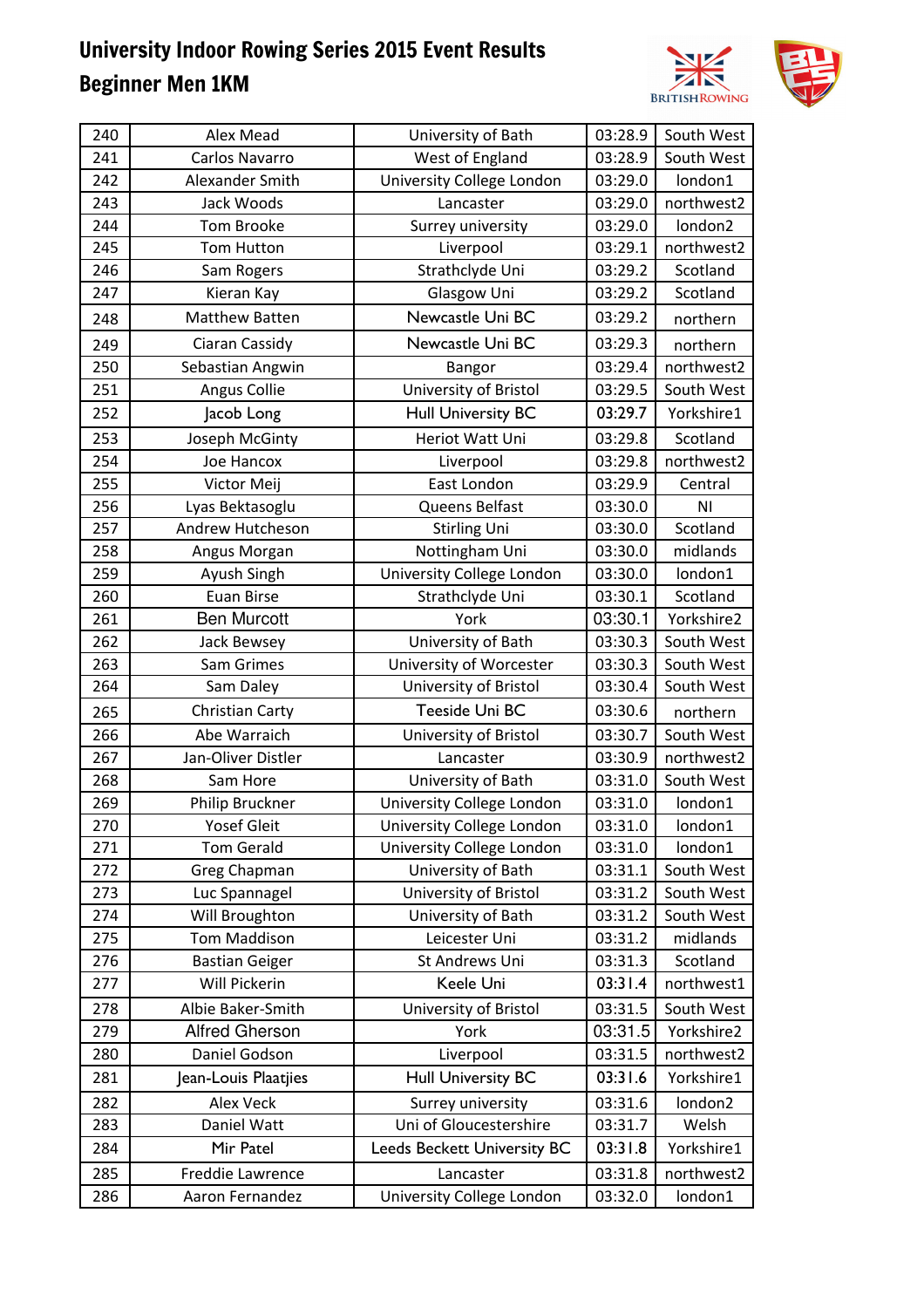# University Indoor Rowing Series 2015 Event Results

## Beginner Men 1KM

| | | | | |
|---|---|---|---|---|
| 240 | Alex Mead | University of Bath | 03:28.9 | South West |
| 241 | Carlos Navarro | West of England | 03:28.9 | South West |
| 242 | Alexander Smith | University College London | 03:29.0 | london1 |
| 243 | Jack Woods | Lancaster | 03:29.0 | northwest2 |
| 244 | Tom Brooke | Surrey university | 03:29.0 | london2 |
| 245 | Tom Hutton | Liverpool | 03:29.1 | northwest2 |
| 246 | Sam Rogers | Strathclyde Uni | 03:29.2 | Scotland |
| 247 | Kieran Kay | Glasgow Uni | 03:29.2 | Scotland |
| 248 | Matthew Batten | Newcastle Uni BC | 03:29.2 | northern |
| 249 | Ciaran Cassidy | Newcastle Uni BC | 03:29.3 | northern |
| 250 | Sebastian Angwin | Bangor | 03:29.4 | northwest2 |
| 251 | Angus Collie | University of Bristol | 03:29.5 | South West |
| 252 | Jacob Long | Hull University BC | 03:29.7 | Yorkshire1 |
| 253 | Joseph McGinty | Heriot Watt Uni | 03:29.8 | Scotland |
| 254 | Joe Hancox | Liverpool | 03:29.8 | northwest2 |
| 255 | Victor Meij | East London | 03:29.9 | Central |
| 256 | Lyas Bektasoglu | Queens Belfast | 03:30.0 | NI |
| 257 | Andrew Hutcheson | Stirling Uni | 03:30.0 | Scotland |
| 258 | Angus Morgan | Nottingham Uni | 03:30.0 | midlands |
| 259 | Ayush Singh | University College London | 03:30.0 | london1 |
| 260 | Euan Birse | Strathclyde Uni | 03:30.1 | Scotland |
| 261 | Ben Murcott | York | 03:30.1 | Yorkshire2 |
| 262 | Jack Bewsey | University of Bath | 03:30.3 | South West |
| 263 | Sam Grimes | University of Worcester | 03:30.3 | South West |
| 264 | Sam Daley | University of Bristol | 03:30.4 | South West |
| 265 | Christian Carty | Teeside Uni BC | 03:30.6 | northern |
| 266 | Abe Warraich | University of Bristol | 03:30.7 | South West |
| 267 | Jan-Oliver Distler | Lancaster | 03:30.9 | northwest2 |
| 268 | Sam Hore | University of Bath | 03:31.0 | South West |
| 269 | Philip Bruckner | University College London | 03:31.0 | london1 |
| 270 | Yosef Gleit | University College London | 03:31.0 | london1 |
| 271 | Tom Gerald | University College London | 03:31.0 | london1 |
| 272 | Greg Chapman | University of Bath | 03:31.1 | South West |
| 273 | Luc Spannagel | University of Bristol | 03:31.2 | South West |
| 274 | Will Broughton | University of Bath | 03:31.2 | South West |
| 275 | Tom Maddison | Leicester Uni | 03:31.2 | midlands |
| 276 | Bastian Geiger | St Andrews Uni | 03:31.3 | Scotland |
| 277 | Will Pickerin | Keele Uni | 03:31.4 | northwest1 |
| 278 | Albie Baker-Smith | University of Bristol | 03:31.5 | South West |
| 279 | Alfred Gherson | York | 03:31.5 | Yorkshire2 |
| 280 | Daniel Godson | Liverpool | 03:31.5 | northwest2 |
| 281 | Jean-Louis Plaatjies | Hull University BC | 03:31.6 | Yorkshire1 |
| 282 | Alex Veck | Surrey university | 03:31.6 | london2 |
| 283 | Daniel Watt | Uni of Gloucestershire | 03:31.7 | Welsh |
| 284 | Mir Patel | Leeds Beckett University BC | 03:31.8 | Yorkshire1 |
| 285 | Freddie Lawrence | Lancaster | 03:31.8 | northwest2 |
| 286 | Aaron Fernandez | University College London | 03:32.0 | london1 |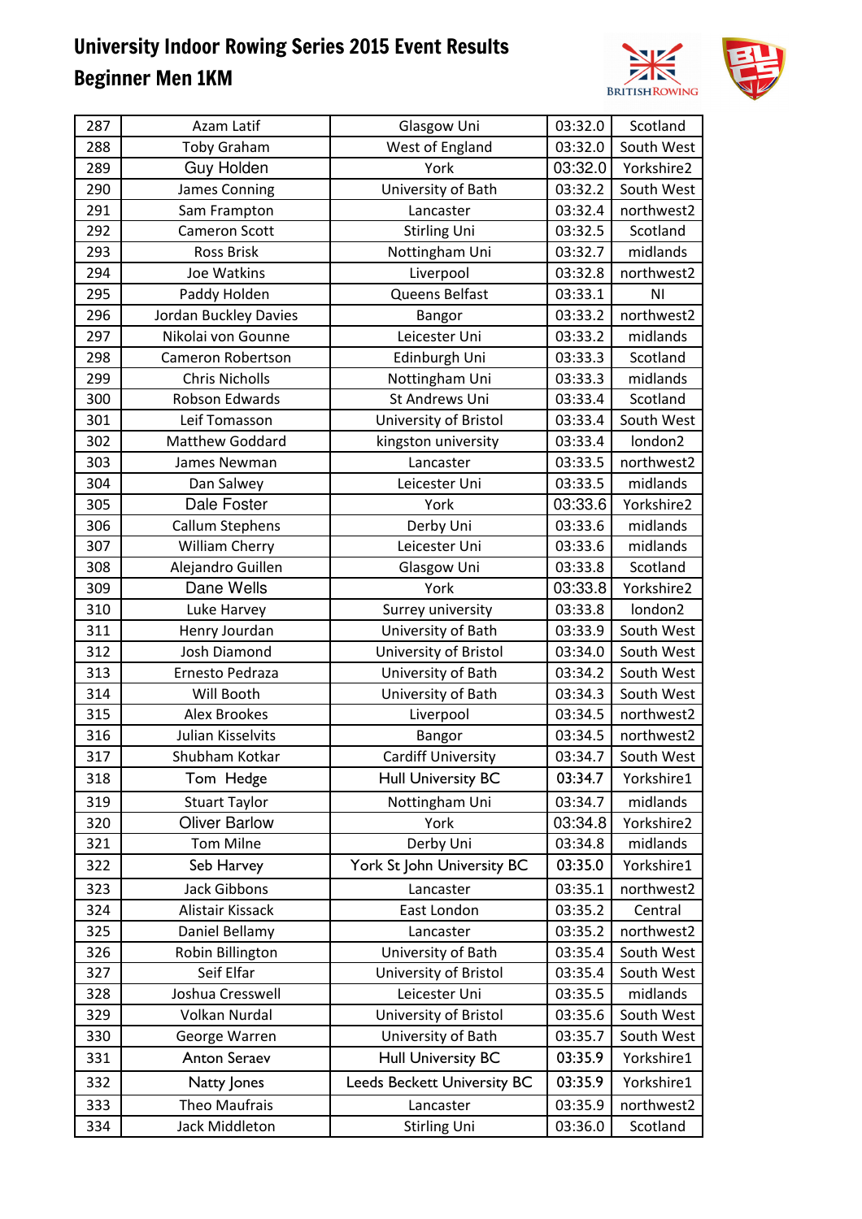# University Indoor Rowing Series 2015 Event Results

## Beginner Men 1KM

| | | | | |
|---|---|---|---|---|
| 287 | Azam Latif | Glasgow Uni | 03:32.0 | Scotland |
| 288 | Toby Graham | West of England | 03:32.0 | South West |
| 289 | Guy Holden | York | 03:32.0 | Yorkshire2 |
| 290 | James Conning | University of Bath | 03:32.2 | South West |
| 291 | Sam Frampton | Lancaster | 03:32.4 | northwest2 |
| 292 | Cameron Scott | Stirling Uni | 03:32.5 | Scotland |
| 293 | Ross Brisk | Nottingham Uni | 03:32.7 | midlands |
| 294 | Joe Watkins | Liverpool | 03:32.8 | northwest2 |
| 295 | Paddy Holden | Queens Belfast | 03:33.1 | NI |
| 296 | Jordan Buckley Davies | Bangor | 03:33.2 | northwest2 |
| 297 | Nikolai von Gounne | Leicester Uni | 03:33.2 | midlands |
| 298 | Cameron Robertson | Edinburgh Uni | 03:33.3 | Scotland |
| 299 | Chris Nicholls | Nottingham Uni | 03:33.3 | midlands |
| 300 | Robson Edwards | St Andrews Uni | 03:33.4 | Scotland |
| 301 | Leif Tomasson | University of Bristol | 03:33.4 | South West |
| 302 | Matthew Goddard | kingston university | 03:33.4 | london2 |
| 303 | James Newman | Lancaster | 03:33.5 | northwest2 |
| 304 | Dan Salwey | Leicester Uni | 03:33.5 | midlands |
| 305 | Dale Foster | York | 03:33.6 | Yorkshire2 |
| 306 | Callum Stephens | Derby Uni | 03:33.6 | midlands |
| 307 | William Cherry | Leicester Uni | 03:33.6 | midlands |
| 308 | Alejandro Guillen | Glasgow Uni | 03:33.8 | Scotland |
| 309 | Dane Wells | York | 03:33.8 | Yorkshire2 |
| 310 | Luke Harvey | Surrey university | 03:33.8 | london2 |
| 311 | Henry Jourdan | University of Bath | 03:33.9 | South West |
| 312 | Josh Diamond | University of Bristol | 03:34.0 | South West |
| 313 | Ernesto Pedraza | University of Bath | 03:34.2 | South West |
| 314 | Will Booth | University of Bath | 03:34.3 | South West |
| 315 | Alex Brookes | Liverpool | 03:34.5 | northwest2 |
| 316 | Julian Kisselvits | Bangor | 03:34.5 | northwest2 |
| 317 | Shubham Kotkar | Cardiff University | 03:34.7 | South West |
| 318 | Tom Hedge | Hull University BC | 03:34.7 | Yorkshire1 |
| 319 | Stuart Taylor | Nottingham Uni | 03:34.7 | midlands |
| 320 | Oliver Barlow | York | 03:34.8 | Yorkshire2 |
| 321 | Tom Milne | Derby Uni | 03:34.8 | midlands |
| 322 | Seb Harvey | York St John University BC | 03:35.0 | Yorkshire1 |
| 323 | Jack Gibbons | Lancaster | 03:35.1 | northwest2 |
| 324 | Alistair Kissack | East London | 03:35.2 | Central |
| 325 | Daniel Bellamy | Lancaster | 03:35.2 | northwest2 |
| 326 | Robin Billington | University of Bath | 03:35.4 | South West |
| 327 | Seif Elfar | University of Bristol | 03:35.4 | South West |
| 328 | Joshua Cresswell | Leicester Uni | 03:35.5 | midlands |
| 329 | Volkan Nurdal | University of Bristol | 03:35.6 | South West |
| 330 | George Warren | University of Bath | 03:35.7 | South West |
| 331 | Anton Seraev | Hull University BC | 03:35.9 | Yorkshire1 |
| 332 | Natty Jones | Leeds Beckett University BC | 03:35.9 | Yorkshire1 |
| 333 | Theo Maufrais | Lancaster | 03:35.9 | northwest2 |
| 334 | Jack Middleton | Stirling Uni | 03:36.0 | Scotland |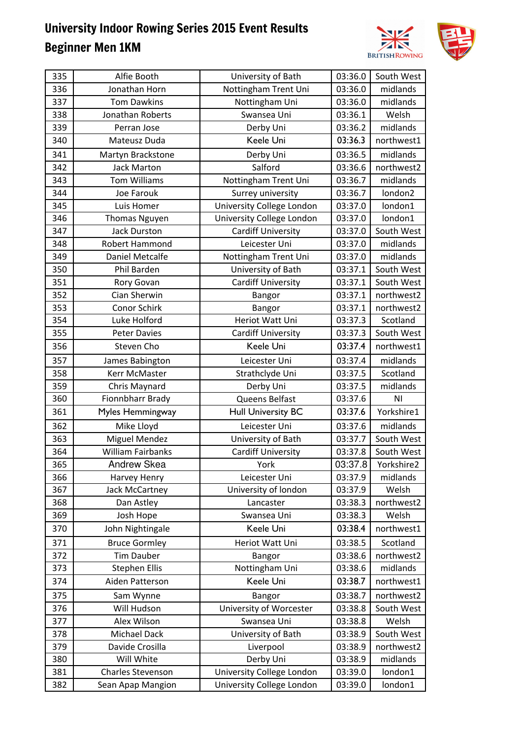# University Indoor Rowing Series 2015 Event Results

## Beginner Men 1KM

| | | | | |
|---|---|---|---|---|
| 335 | Alfie Booth | University of Bath | 03:36.0 | South West |
| 336 | Jonathan Horn | Nottingham Trent Uni | 03:36.0 | midlands |
| 337 | Tom Dawkins | Nottingham Uni | 03:36.0 | midlands |
| 338 | Jonathan Roberts | Swansea Uni | 03:36.1 | Welsh |
| 339 | Perran Jose | Derby Uni | 03:36.2 | midlands |
| 340 | Mateusz Duda | Keele Uni | 03:36.3 | northwest1 |
| 341 | Martyn Brackstone | Derby Uni | 03:36.5 | midlands |
| 342 | Jack Marton | Salford | 03:36.6 | northwest2 |
| 343 | Tom Williams | Nottingham Trent Uni | 03:36.7 | midlands |
| 344 | Joe Farouk | Surrey university | 03:36.7 | london2 |
| 345 | Luis Homer | University College London | 03:37.0 | london1 |
| 346 | Thomas Nguyen | University College London | 03:37.0 | london1 |
| 347 | Jack Durston | Cardiff University | 03:37.0 | South West |
| 348 | Robert Hammond | Leicester Uni | 03:37.0 | midlands |
| 349 | Daniel Metcalfe | Nottingham Trent Uni | 03:37.0 | midlands |
| 350 | Phil Barden | University of Bath | 03:37.1 | South West |
| 351 | Rory Govan | Cardiff University | 03:37.1 | South West |
| 352 | Cian Sherwin | Bangor | 03:37.1 | northwest2 |
| 353 | Conor Schirk | Bangor | 03:37.1 | northwest2 |
| 354 | Luke Holford | Heriot Watt Uni | 03:37.3 | Scotland |
| 355 | Peter Davies | Cardiff University | 03:37.3 | South West |
| 356 | Steven Cho | Keele Uni | 03:37.4 | northwest1 |
| 357 | James Babington | Leicester Uni | 03:37.4 | midlands |
| 358 | Kerr McMaster | Strathclyde Uni | 03:37.5 | Scotland |
| 359 | Chris Maynard | Derby Uni | 03:37.5 | midlands |
| 360 | Fionnbharr Brady | Queens Belfast | 03:37.6 | NI |
| 361 | Myles Hemmingway | Hull University BC | 03:37.6 | Yorkshire1 |
| 362 | Mike Lloyd | Leicester Uni | 03:37.6 | midlands |
| 363 | Miguel Mendez | University of Bath | 03:37.7 | South West |
| 364 | William Fairbanks | Cardiff University | 03:37.8 | South West |
| 365 | Andrew Skea | York | 03:37.8 | Yorkshire2 |
| 366 | Harvey Henry | Leicester Uni | 03:37.9 | midlands |
| 367 | Jack McCartney | University of london | 03:37.9 | Welsh |
| 368 | Dan Astley | Lancaster | 03:38.3 | northwest2 |
| 369 | Josh Hope | Swansea Uni | 03:38.3 | Welsh |
| 370 | John Nightingale | Keele Uni | 03:38.4 | northwest1 |
| 371 | Bruce Gormley | Heriot Watt Uni | 03:38.5 | Scotland |
| 372 | Tim Dauber | Bangor | 03:38.6 | northwest2 |
| 373 | Stephen Ellis | Nottingham Uni | 03:38.6 | midlands |
| 374 | Aiden Patterson | Keele Uni | 03:38.7 | northwest1 |
| 375 | Sam Wynne | Bangor | 03:38.7 | northwest2 |
| 376 | Will Hudson | University of Worcester | 03:38.8 | South West |
| 377 | Alex Wilson | Swansea Uni | 03:38.8 | Welsh |
| 378 | Michael Dack | University of Bath | 03:38.9 | South West |
| 379 | Davide Crosilla | Liverpool | 03:38.9 | northwest2 |
| 380 | Will White | Derby Uni | 03:38.9 | midlands |
| 381 | Charles Stevenson | University College London | 03:39.0 | london1 |
| 382 | Sean Apap Mangion | University College London | 03:39.0 | london1 |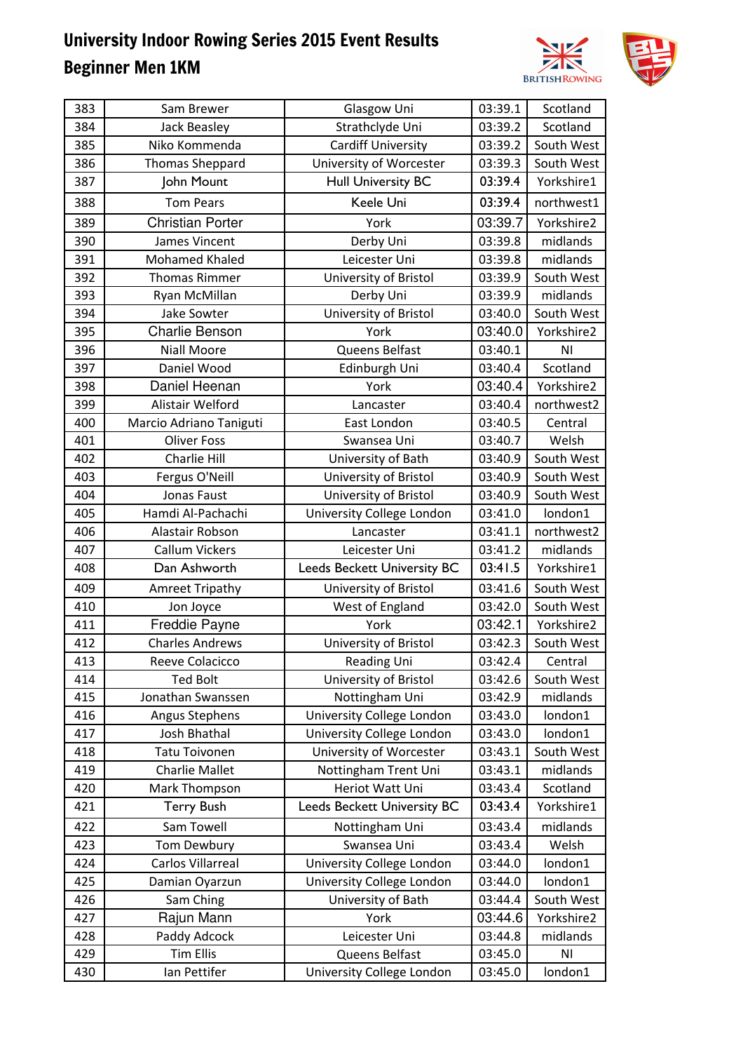# University Indoor Rowing Series 2015 Event Results

## Beginner Men 1KM

| | | | | |
|---|---|---|---|---|
| 383 | Sam Brewer | Glasgow Uni | 03:39.1 | Scotland |
| 384 | Jack Beasley | Strathclyde Uni | 03:39.2 | Scotland |
| 385 | Niko Kommenda | Cardiff University | 03:39.2 | South West |
| 386 | Thomas Sheppard | University of Worcester | 03:39.3 | South West |
| 387 | John Mount | Hull University BC | 03:39.4 | Yorkshire1 |
| 388 | Tom Pears | Keele Uni | 03:39.4 | northwest1 |
| 389 | Christian Porter | York | 03:39.7 | Yorkshire2 |
| 390 | James Vincent | Derby Uni | 03:39.8 | midlands |
| 391 | Mohamed Khaled | Leicester Uni | 03:39.8 | midlands |
| 392 | Thomas Rimmer | University of Bristol | 03:39.9 | South West |
| 393 | Ryan McMillan | Derby Uni | 03:39.9 | midlands |
| 394 | Jake Sowter | University of Bristol | 03:40.0 | South West |
| 395 | Charlie Benson | York | 03:40.0 | Yorkshire2 |
| 396 | Niall Moore | Queens Belfast | 03:40.1 | NI |
| 397 | Daniel Wood | Edinburgh Uni | 03:40.4 | Scotland |
| 398 | Daniel Heenan | York | 03:40.4 | Yorkshire2 |
| 399 | Alistair Welford | Lancaster | 03:40.4 | northwest2 |
| 400 | Marcio Adriano Taniguti | East London | 03:40.5 | Central |
| 401 | Oliver Foss | Swansea Uni | 03:40.7 | Welsh |
| 402 | Charlie Hill | University of Bath | 03:40.9 | South West |
| 403 | Fergus O'Neill | University of Bristol | 03:40.9 | South West |
| 404 | Jonas Faust | University of Bristol | 03:40.9 | South West |
| 405 | Hamdi Al-Pachachi | University College London | 03:41.0 | london1 |
| 406 | Alastair Robson | Lancaster | 03:41.1 | northwest2 |
| 407 | Callum Vickers | Leicester Uni | 03:41.2 | midlands |
| 408 | Dan Ashworth | Leeds Beckett University BC | 03:41.5 | Yorkshire1 |
| 409 | Amreet Tripathy | University of Bristol | 03:41.6 | South West |
| 410 | Jon Joyce | West of England | 03:42.0 | South West |
| 411 | Freddie Payne | York | 03:42.1 | Yorkshire2 |
| 412 | Charles Andrews | University of Bristol | 03:42.3 | South West |
| 413 | Reeve Colacicco | Reading Uni | 03:42.4 | Central |
| 414 | Ted Bolt | University of Bristol | 03:42.6 | South West |
| 415 | Jonathan Swanssen | Nottingham Uni | 03:42.9 | midlands |
| 416 | Angus Stephens | University College London | 03:43.0 | london1 |
| 417 | Josh Bhathal | University College London | 03:43.0 | london1 |
| 418 | Tatu Toivonen | University of Worcester | 03:43.1 | South West |
| 419 | Charlie Mallet | Nottingham Trent Uni | 03:43.1 | midlands |
| 420 | Mark Thompson | Heriot Watt Uni | 03:43.4 | Scotland |
| 421 | Terry Bush | Leeds Beckett University BC | 03:43.4 | Yorkshire1 |
| 422 | Sam Towell | Nottingham Uni | 03:43.4 | midlands |
| 423 | Tom Dewbury | Swansea Uni | 03:43.4 | Welsh |
| 424 | Carlos Villarreal | University College London | 03:44.0 | london1 |
| 425 | Damian Oyarzun | University College London | 03:44.0 | london1 |
| 426 | Sam Ching | University of Bath | 03:44.4 | South West |
| 427 | Rajun Mann | York | 03:44.6 | Yorkshire2 |
| 428 | Paddy Adcock | Leicester Uni | 03:44.8 | midlands |
| 429 | Tim Ellis | Queens Belfast | 03:45.0 | NI |
| 430 | Ian Pettifer | University College London | 03:45.0 | london1 |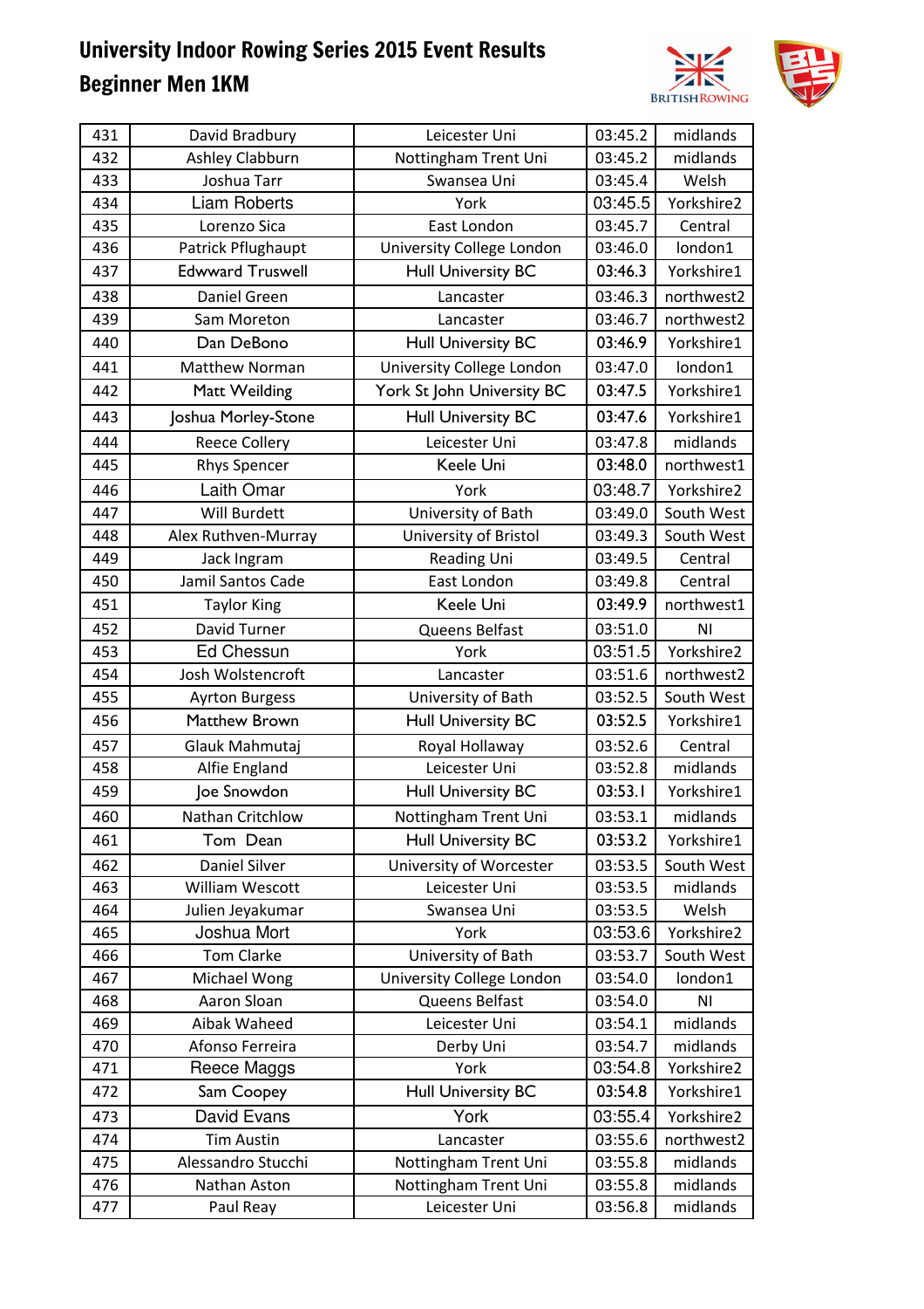# University Indoor Rowing Series 2015 Event Results
## Beginner Men 1KM

| | | | | |
|---|---|---|---|---|
| 431 | David Bradbury | Leicester Uni | 03:45.2 | midlands |
| 432 | Ashley Clabburn | Nottingham Trent Uni | 03:45.2 | midlands |
| 433 | Joshua Tarr | Swansea Uni | 03:45.4 | Welsh |
| 434 | Liam Roberts | York | 03:45.5 | Yorkshire2 |
| 435 | Lorenzo Sica | East London | 03:45.7 | Central |
| 436 | Patrick Pflughaupt | University College London | 03:46.0 | london1 |
| 437 | Edwward Truswell | Hull University BC | 03:46.3 | Yorkshire1 |
| 438 | Daniel Green | Lancaster | 03:46.3 | northwest2 |
| 439 | Sam Moreton | Lancaster | 03:46.7 | northwest2 |
| 440 | Dan DeBono | Hull University BC | 03:46.9 | Yorkshire1 |
| 441 | Matthew Norman | University College London | 03:47.0 | london1 |
| 442 | Matt Weilding | York St John University BC | 03:47.5 | Yorkshire1 |
| 443 | Joshua Morley-Stone | Hull University BC | 03:47.6 | Yorkshire1 |
| 444 | Reece Collery | Leicester Uni | 03:47.8 | midlands |
| 445 | Rhys Spencer | Keele Uni | 03:48.0 | northwest1 |
| 446 | Laith Omar | York | 03:48.7 | Yorkshire2 |
| 447 | Will Burdett | University of Bath | 03:49.0 | South West |
| 448 | Alex Ruthven-Murray | University of Bristol | 03:49.3 | South West |
| 449 | Jack Ingram | Reading Uni | 03:49.5 | Central |
| 450 | Jamil Santos Cade | East London | 03:49.8 | Central |
| 451 | Taylor King | Keele Uni | 03:49.9 | northwest1 |
| 452 | David Turner | Queens Belfast | 03:51.0 | NI |
| 453 | Ed Chessun | York | 03:51.5 | Yorkshire2 |
| 454 | Josh Wolstencroft | Lancaster | 03:51.6 | northwest2 |
| 455 | Ayrton Burgess | University of Bath | 03:52.5 | South West |
| 456 | Matthew Brown | Hull University BC | 03:52.5 | Yorkshire1 |
| 457 | Glauk Mahmutaj | Royal Hollaway | 03:52.6 | Central |
| 458 | Alfie England | Leicester Uni | 03:52.8 | midlands |
| 459 | Joe Snowdon | Hull University BC | 03:53.I | Yorkshire1 |
| 460 | Nathan Critchlow | Nottingham Trent Uni | 03:53.1 | midlands |
| 461 | Tom Dean | Hull University BC | 03:53.2 | Yorkshire1 |
| 462 | Daniel Silver | University of Worcester | 03:53.5 | South West |
| 463 | William Wescott | Leicester Uni | 03:53.5 | midlands |
| 464 | Julien Jeyakumar | Swansea Uni | 03:53.5 | Welsh |
| 465 | Joshua Mort | York | 03:53.6 | Yorkshire2 |
| 466 | Tom Clarke | University of Bath | 03:53.7 | South West |
| 467 | Michael Wong | University College London | 03:54.0 | london1 |
| 468 | Aaron Sloan | Queens Belfast | 03:54.0 | NI |
| 469 | Aibak Waheed | Leicester Uni | 03:54.1 | midlands |
| 470 | Afonso Ferreira | Derby Uni | 03:54.7 | midlands |
| 471 | Reece Maggs | York | 03:54.8 | Yorkshire2 |
| 472 | Sam Coopey | Hull University BC | 03:54.8 | Yorkshire1 |
| 473 | David Evans | York | 03:55.4 | Yorkshire2 |
| 474 | Tim Austin | Lancaster | 03:55.6 | northwest2 |
| 475 | Alessandro Stucchi | Nottingham Trent Uni | 03:55.8 | midlands |
| 476 | Nathan Aston | Nottingham Trent Uni | 03:55.8 | midlands |
| 477 | Paul Reay | Leicester Uni | 03:56.8 | midlands |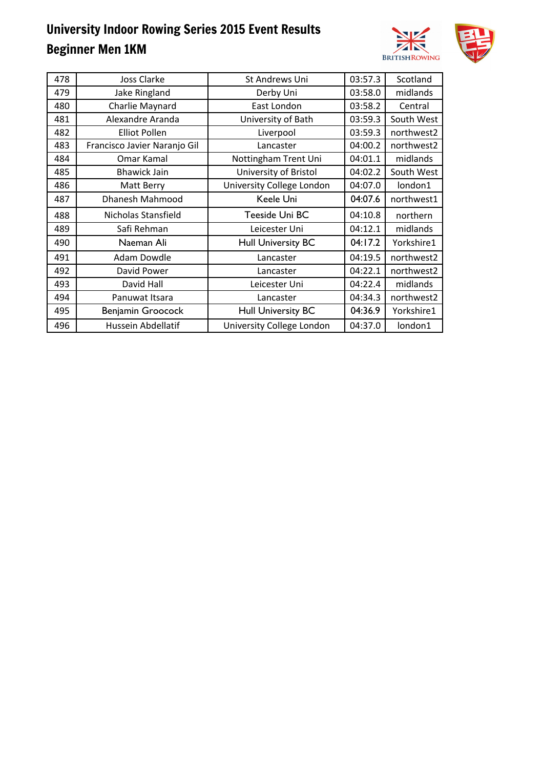# University Indoor Rowing Series 2015 Event Results

## Beginner Men 1KM

| | | | | |
|---|---|---|---|---|
| 478 | Joss Clarke | St Andrews Uni | 03:57.3 | Scotland |
| 479 | Jake Ringland | Derby Uni | 03:58.0 | midlands |
| 480 | Charlie Maynard | East London | 03:58.2 | Central |
| 481 | Alexandre Aranda | University of Bath | 03:59.3 | South West |
| 482 | Elliot Pollen | Liverpool | 03:59.3 | northwest2 |
| 483 | Francisco Javier Naranjo Gil | Lancaster | 04:00.2 | northwest2 |
| 484 | Omar Kamal | Nottingham Trent Uni | 04:01.1 | midlands |
| 485 | Bhawick Jain | University of Bristol | 04:02.2 | South West |
| 486 | Matt Berry | University College London | 04:07.0 | london1 |
| 487 | Dhanesh Mahmood | Keele Uni | 04:07.6 | northwest1 |
| 488 | Nicholas Stansfield | Teeside Uni BC | 04:10.8 | northern |
| 489 | Safi Rehman | Leicester Uni | 04:12.1 | midlands |
| 490 | Naeman Ali | Hull University BC | 04:17.2 | Yorkshire1 |
| 491 | Adam Dowdle | Lancaster | 04:19.5 | northwest2 |
| 492 | David Power | Lancaster | 04:22.1 | northwest2 |
| 493 | David Hall | Leicester Uni | 04:22.4 | midlands |
| 494 | Panuwat Itsara | Lancaster | 04:34.3 | northwest2 |
| 495 | Benjamin Groocock | Hull University BC | 04:36.9 | Yorkshire1 |
| 496 | Hussein Abdellatif | University College London | 04:37.0 | london1 |